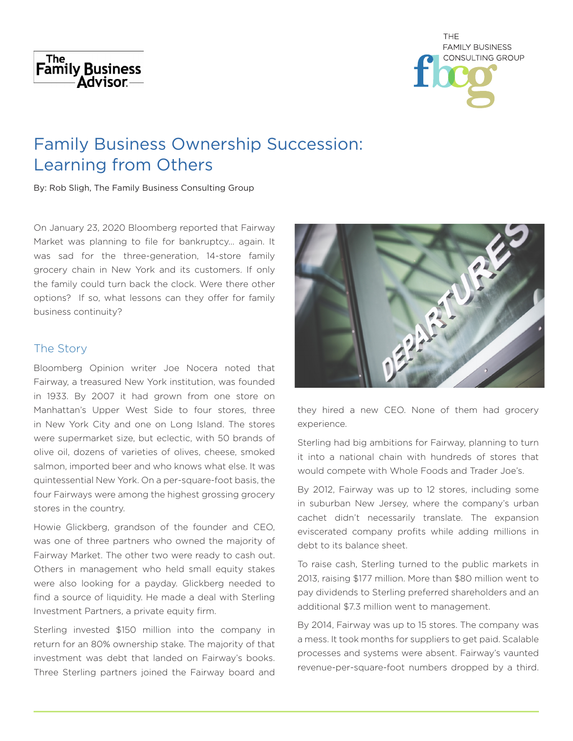# Family Business Ownership Succession: Learning from Others

By: Rob Sligh, The Family Business Consulting Group

On January 23, 2020 Bloomberg reported that Fairway Market was planning to file for bankruptcy... again. It was sad for the three-generation, 14-store family grocery chain in New York and its customers. If only the family could turn back the clock. Were there other options? If so, what lessons can they offer for family business continuity?

## The Story

Bloomberg Opinion writer Joe Nocera noted that Fairway, a treasured New York institution, was founded in 1933. By 2007 it had grown from one store on Manhattan's Upper West Side to four stores, three in New York City and one on Long Island. The stores were supermarket size, but eclectic, with 50 brands of olive oil, dozens of varieties of olives, cheese, smoked salmon, imported beer and who knows what else. It was quintessential New York. On a per-square-foot basis, the four Fairways were among the highest grossing grocery stores in the country.

Howie Glickberg, grandson of the founder and CEO, was one of three partners who owned the majority of Fairway Market. The other two were ready to cash out. Others in management who held small equity stakes were also looking for a payday. Glickberg needed to find a source of liquidity. He made a deal with Sterling Investment Partners, a private equity firm.

Sterling invested $150 million into the company in return for an 80% ownership stake. The majority of that investment was debt that landed on Fairway's books. Three Sterling partners joined the Fairway board and they hired a new CEO. None of them had grocery experience.

Sterling had big ambitions for Fairway, planning to turn it into a national chain with hundreds of stores that would compete with Whole Foods and Trader Joe's.

By 2012, Fairway was up to 12 stores, including some in suburban New Jersey, where the company's urban cachet didn't necessarily translate. The expansion eviscerated company profits while adding millions in debt to its balance sheet.

To raise cash, Sterling turned to the public markets in 2013, raising $177 million. More than $80 million went to pay dividends to Sterling preferred shareholders and an additional $7.3 million went to management.

By 2014, Fairway was up to 15 stores. The company was a mess. It took months for suppliers to get paid. Scalable processes and systems were absent. Fairway's vaunted revenue-per-square-foot numbers dropped by a third.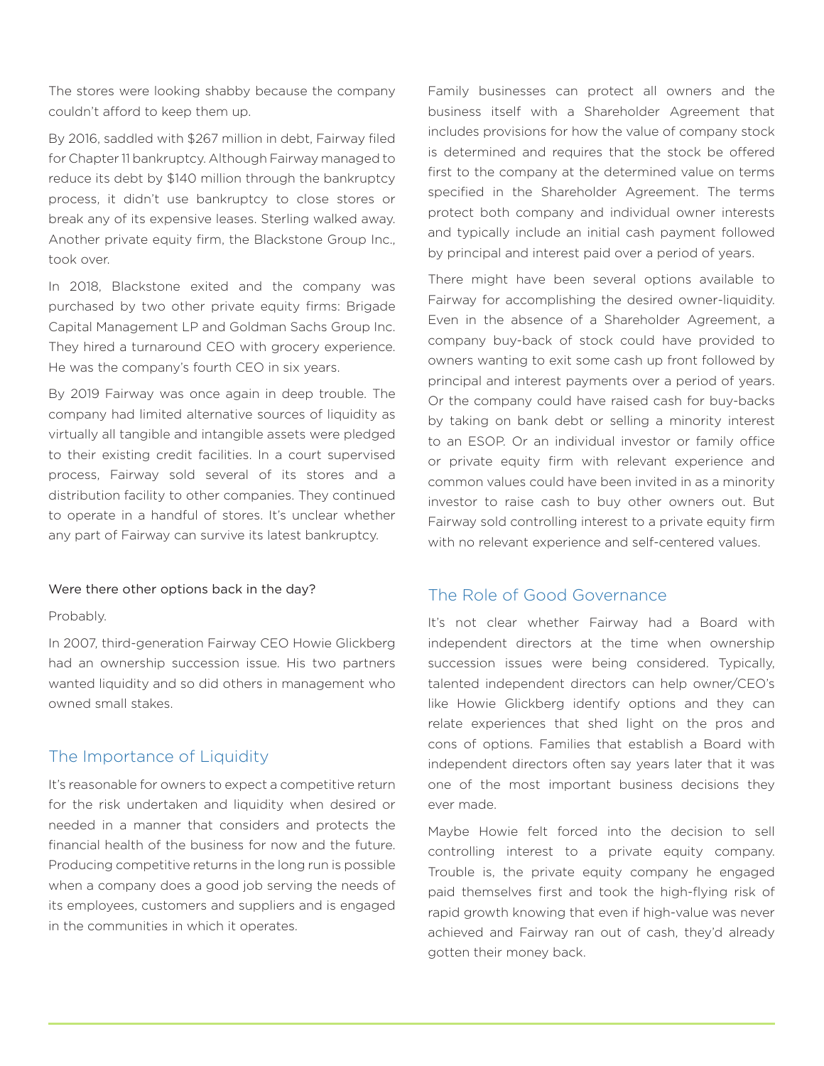The stores were looking shabby because the company couldn't afford to keep them up.

By 2016, saddled with $267 million in debt, Fairway filed for Chapter 11 bankruptcy. Although Fairway managed to reduce its debt by $140 million through the bankruptcy process, it didn't use bankruptcy to close stores or break any of its expensive leases. Sterling walked away. Another private equity firm, the Blackstone Group Inc., took over.

In 2018, Blackstone exited and the company was purchased by two other private equity firms: Brigade Capital Management LP and Goldman Sachs Group Inc. They hired a turnaround CEO with grocery experience. He was the company's fourth CEO in six years.

By 2019 Fairway was once again in deep trouble. The company had limited alternative sources of liquidity as virtually all tangible and intangible assets were pledged to their existing credit facilities. In a court supervised process, Fairway sold several of its stores and a distribution facility to other companies. They continued to operate in a handful of stores. It's unclear whether any part of Fairway can survive its latest bankruptcy.

Were there other options back in the day?

Probably.

In 2007, third-generation Fairway CEO Howie Glickberg had an ownership succession issue. His two partners wanted liquidity and so did others in management who owned small stakes.

## The Importance of Liquidity

It's reasonable for owners to expect a competitive return for the risk undertaken and liquidity when desired or needed in a manner that considers and protects the financial health of the business for now and the future. Producing competitive returns in the long run is possible when a company does a good job serving the needs of its employees, customers and suppliers and is engaged in the communities in which it operates.

Family businesses can protect all owners and the business itself with a Shareholder Agreement that includes provisions for how the value of company stock is determined and requires that the stock be offered first to the company at the determined value on terms specified in the Shareholder Agreement. The terms protect both company and individual owner interests and typically include an initial cash payment followed by principal and interest paid over a period of years.

There might have been several options available to Fairway for accomplishing the desired owner-liquidity. Even in the absence of a Shareholder Agreement, a company buy-back of stock could have provided to owners wanting to exit some cash up front followed by principal and interest payments over a period of years. Or the company could have raised cash for buy-backs by taking on bank debt or selling a minority interest to an ESOP. Or an individual investor or family office or private equity firm with relevant experience and common values could have been invited in as a minority investor to raise cash to buy other owners out. But Fairway sold controlling interest to a private equity firm with no relevant experience and self-centered values.

## The Role of Good Governance

It's not clear whether Fairway had a Board with independent directors at the time when ownership succession issues were being considered. Typically, talented independent directors can help owner/CEO's like Howie Glickberg identify options and they can relate experiences that shed light on the pros and cons of options. Families that establish a Board with independent directors often say years later that it was one of the most important business decisions they ever made.

Maybe Howie felt forced into the decision to sell controlling interest to a private equity company. Trouble is, the private equity company he engaged paid themselves first and took the high-flying risk of rapid growth knowing that even if high-value was never achieved and Fairway ran out of cash, they'd already gotten their money back.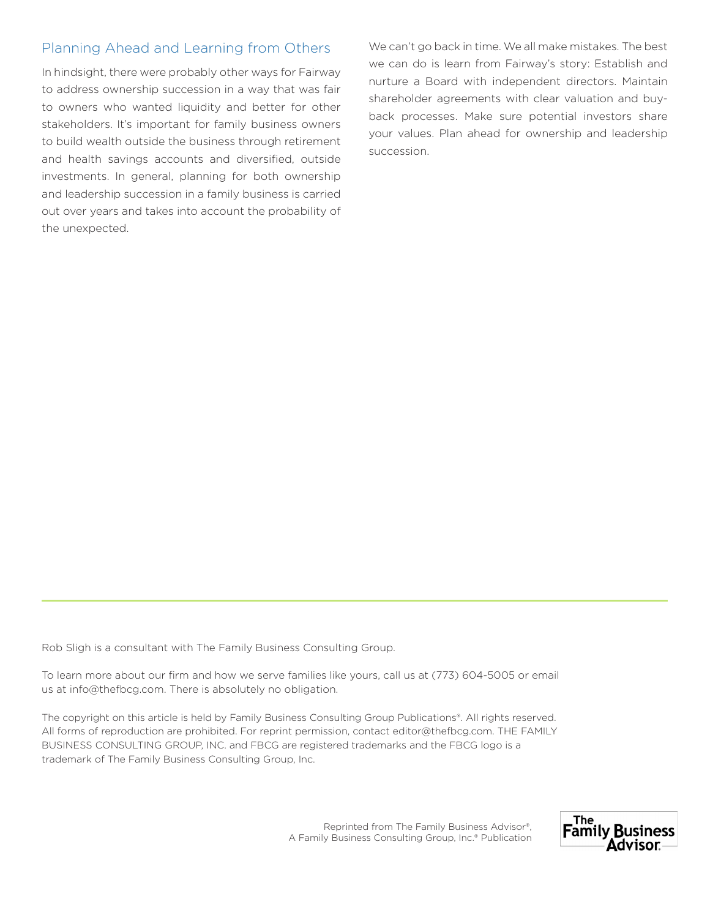## Planning Ahead and Learning from Others

In hindsight, there were probably other ways for Fairway to address ownership succession in a way that was fair to owners who wanted liquidity and better for other stakeholders. It's important for family business owners to build wealth outside the business through retirement and health savings accounts and diversified, outside investments. In general, planning for both ownership and leadership succession in a family business is carried out over years and takes into account the probability of the unexpected.

We can't go back in time. We all make mistakes. The best we can do is learn from Fairway's story: Establish and nurture a Board with independent directors. Maintain shareholder agreements with clear valuation and buy-back processes. Make sure potential investors share your values. Plan ahead for ownership and leadership succession.

---

Rob Sligh is a consultant with The Family Business Consulting Group.

To learn more about our firm and how we serve families like yours, call us at (773) 604-5005 or email us at info@thefbcg.com. There is absolutely no obligation.

The copyright on this article is held by Family Business Consulting Group Publications®. All rights reserved. All forms of reproduction are prohibited. For reprint permission, contact editor@thefbcg.com. THE FAMILY BUSINESS CONSULTING GROUP, INC. and FBCG are registered trademarks and the FBCG logo is a trademark of The Family Business Consulting Group, Inc.

Reprinted from The Family Business Advisor®, A Family Business Consulting Group, Inc.® Publication

The Family Business Advisor